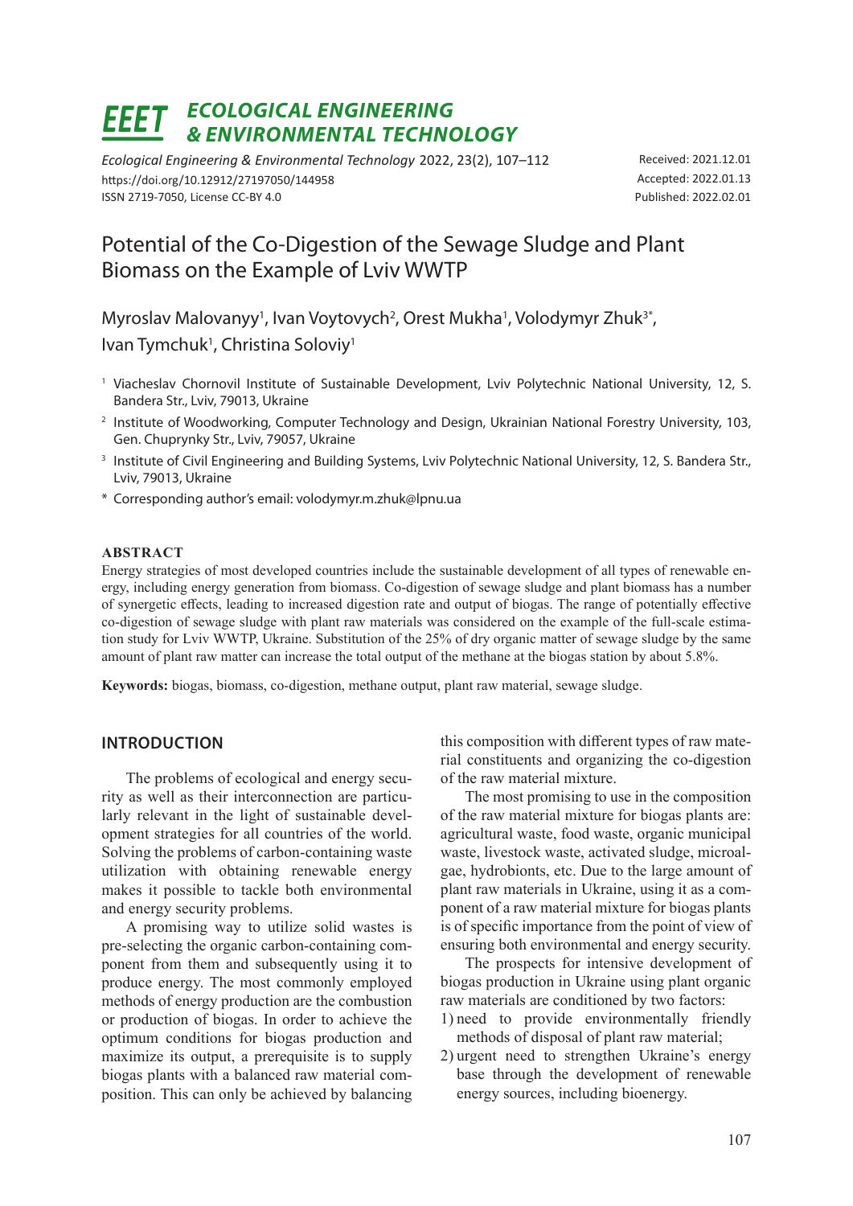# Potential of the Co-Digestion of the Sewage Sludge and Plant Biomass on the Example of Lviv WWTP

Myroslav Malovanyy[1], Ivan Voytovych[2], Orest Mukha[1], Volodymyr Zhuk[3*], Ivan Tymchuk[1], Christina Soloviy[1]

[1] Viacheslav Chornovil Institute of Sustainable Development, Lviv Polytechnic National University, 12, S. Bandera Str., Lviv, 79013, Ukraine

[2] Institute of Woodworking, Computer Technology and Design, Ukrainian National Forestry University, 103, Gen. Chuprynky Str., Lviv, 79057, Ukraine

[3] Institute of Civil Engineering and Building Systems, Lviv Polytechnic National University, 12, S. Bandera Str., Lviv, 79013, Ukraine

\* Corresponding author's email: volodymyr.m.zhuk@lpnu.ua

Received: 2021.12.01
Accepted: 2022.01.13
Published: 2022.02.01

## ABSTRACT

Energy strategies of most developed countries include the sustainable development of all types of renewable energy, including energy generation from biomass. Co-digestion of sewage sludge and plant biomass has a number of synergetic effects, leading to increased digestion rate and output of biogas. The range of potentially effective co-digestion of sewage sludge with plant raw materials was considered on the example of the full-scale estimation study for Lviv WWTP, Ukraine. Substitution of the 25% of dry organic matter of sewage sludge by the same amount of plant raw matter can increase the total output of the methane at the biogas station by about 5.8%.

**Keywords:** biogas, biomass, co-digestion, methane output, plant raw material, sewage sludge.

## INTRODUCTION

The problems of ecological and energy security as well as their interconnection are particularly relevant in the light of sustainable development strategies for all countries of the world. Solving the problems of carbon-containing waste utilization with obtaining renewable energy makes it possible to tackle both environmental and energy security problems.

A promising way to utilize solid wastes is pre-selecting the organic carbon-containing component from them and subsequently using it to produce energy. The most commonly employed methods of energy production are the combustion or production of biogas. In order to achieve the optimum conditions for biogas production and maximize its output, a prerequisite is to supply biogas plants with a balanced raw material composition. This can only be achieved by balancing this composition with different types of raw material constituents and organizing the co-digestion of the raw material mixture.

The most promising to use in the composition of the raw material mixture for biogas plants are: agricultural waste, food waste, organic municipal waste, livestock waste, activated sludge, microalgae, hydrobionts, etc. Due to the large amount of plant raw materials in Ukraine, using it as a component of a raw material mixture for biogas plants is of specific importance from the point of view of ensuring both environmental and energy security.

The prospects for intensive development of biogas production in Ukraine using plant organic raw materials are conditioned by two factors:

1) need to provide environmentally friendly methods of disposal of plant raw material;
2) urgent need to strengthen Ukraine's energy base through the development of renewable energy sources, including bioenergy.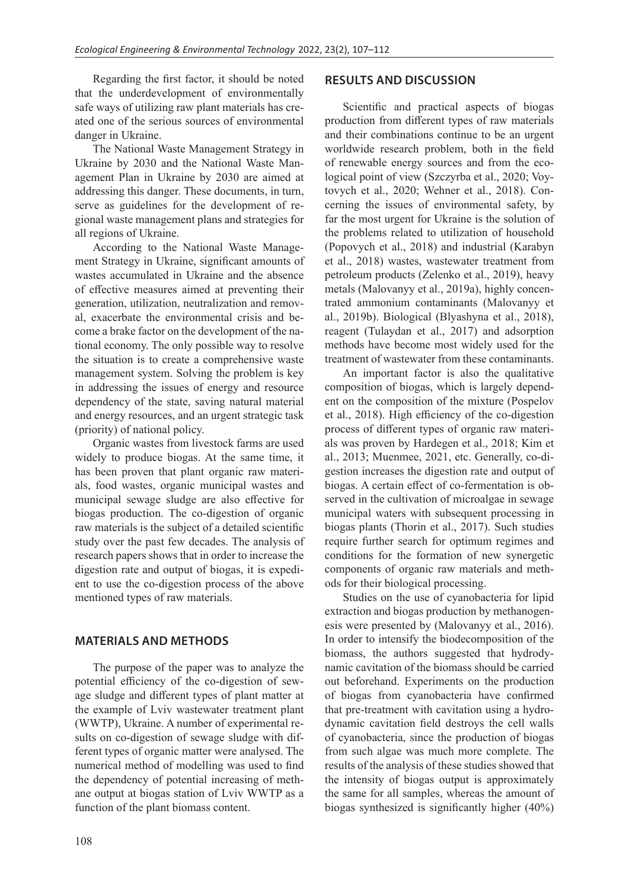Regarding the first factor, it should be noted that the underdevelopment of environmentally safe ways of utilizing raw plant materials has created one of the serious sources of environmental danger in Ukraine.

The National Waste Management Strategy in Ukraine by 2030 and the National Waste Management Plan in Ukraine by 2030 are aimed at addressing this danger. These documents, in turn, serve as guidelines for the development of regional waste management plans and strategies for all regions of Ukraine.

According to the National Waste Management Strategy in Ukraine, significant amounts of wastes accumulated in Ukraine and the absence of effective measures aimed at preventing their generation, utilization, neutralization and removal, exacerbate the environmental crisis and become a brake factor on the development of the national economy. The only possible way to resolve the situation is to create a comprehensive waste management system. Solving the problem is key in addressing the issues of energy and resource dependency of the state, saving natural material and energy resources, and an urgent strategic task (priority) of national policy.

Organic wastes from livestock farms are used widely to produce biogas. At the same time, it has been proven that plant organic raw materials, food wastes, organic municipal wastes and municipal sewage sludge are also effective for biogas production. The co-digestion of organic raw materials is the subject of a detailed scientific study over the past few decades. The analysis of research papers shows that in order to increase the digestion rate and output of biogas, it is expedient to use the co-digestion process of the above mentioned types of raw materials.

## MATERIALS AND METHODS

The purpose of the paper was to analyze the potential efficiency of the co-digestion of sewage sludge and different types of plant matter at the example of Lviv wastewater treatment plant (WWTP), Ukraine. A number of experimental results on co-digestion of sewage sludge with different types of organic matter were analysed. The numerical method of modelling was used to find the dependency of potential increasing of methane output at biogas station of Lviv WWTP as a function of the plant biomass content.

## RESULTS AND DISCUSSION

Scientific and practical aspects of biogas production from different types of raw materials and their combinations continue to be an urgent worldwide research problem, both in the field of renewable energy sources and from the ecological point of view (Szczyrba et al., 2020; Voytovych et al., 2020; Wehner et al., 2018). Concerning the issues of environmental safety, by far the most urgent for Ukraine is the solution of the problems related to utilization of household (Popovych et al., 2018) and industrial (Karabyn et al., 2018) wastes, wastewater treatment from petroleum products (Zelenko et al., 2019), heavy metals (Malovanyy et al., 2019a), highly concentrated ammonium contaminants (Malovanyy et al., 2019b). Biological (Blyashyna et al., 2018), reagent (Tulaydan et al., 2017) and adsorption methods have become most widely used for the treatment of wastewater from these contaminants.

An important factor is also the qualitative composition of biogas, which is largely dependent on the composition of the mixture (Pospelov et al., 2018). High efficiency of the co-digestion process of different types of organic raw materials was proven by Hardegen et al., 2018; Kim et al., 2013; Muenmee, 2021, etc. Generally, co-digestion increases the digestion rate and output of biogas. A certain effect of co-fermentation is observed in the cultivation of microalgae in sewage municipal waters with subsequent processing in biogas plants (Thorin et al., 2017). Such studies require further search for optimum regimes and conditions for the formation of new synergetic components of organic raw materials and methods for their biological processing.

Studies on the use of cyanobacteria for lipid extraction and biogas production by methanogenesis were presented by (Malovanyy et al., 2016). In order to intensify the biodecomposition of the biomass, the authors suggested that hydrodynamic cavitation of the biomass should be carried out beforehand. Experiments on the production of biogas from cyanobacteria have confirmed that pre-treatment with cavitation using a hydrodynamic cavitation field destroys the cell walls of cyanobacteria, since the production of biogas from such algae was much more complete. The results of the analysis of these studies showed that the intensity of biogas output is approximately the same for all samples, whereas the amount of biogas synthesized is significantly higher (40%)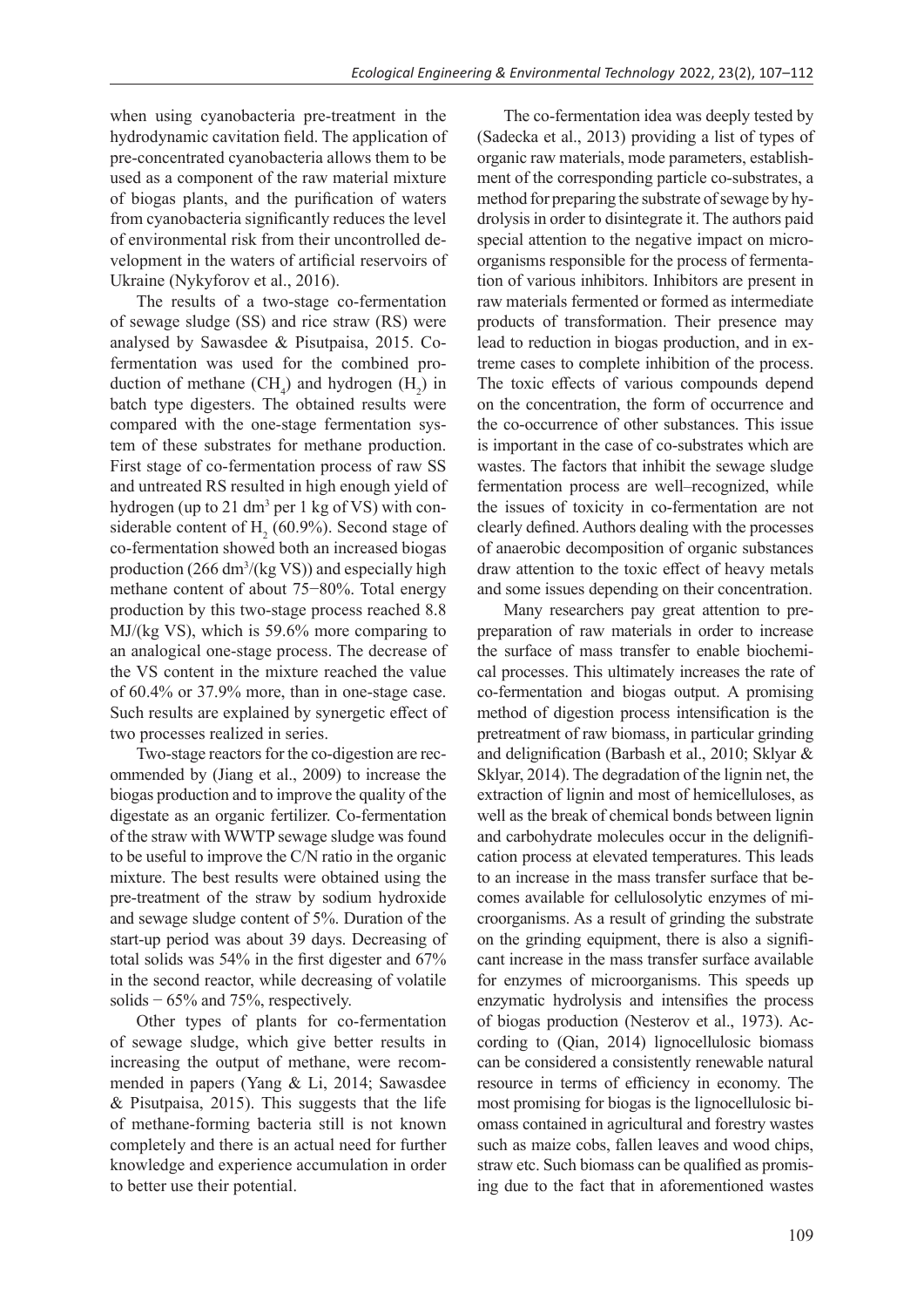when using cyanobacteria pre-treatment in the hydrodynamic cavitation field. The application of pre-concentrated cyanobacteria allows them to be used as a component of the raw material mixture of biogas plants, and the purification of waters from cyanobacteria significantly reduces the level of environmental risk from their uncontrolled development in the waters of artificial reservoirs of Ukraine (Nykyforov et al., 2016).

The results of a two-stage co-fermentation of sewage sludge (SS) and rice straw (RS) were analysed by Sawasdee & Pisutpaisa, 2015. Co-fermentation was used for the combined production of methane ($CH_4$) and hydrogen ($H_2$) in batch type digesters. The obtained results were compared with the one-stage fermentation system of these substrates for methane production. First stage of co-fermentation process of raw SS and untreated RS resulted in high enough yield of hydrogen (up to 21 $dm^3$ per 1 kg of VS) with considerable content of $H_2$ (60.9%). Second stage of co-fermentation showed both an increased biogas production (266 $dm^3$/(kg VS)) and especially high methane content of about 75−80%. Total energy production by this two-stage process reached 8.8 MJ/(kg VS), which is 59.6% more comparing to an analogical one-stage process. The decrease of the VS content in the mixture reached the value of 60.4% or 37.9% more, than in one-stage case. Such results are explained by synergetic effect of two processes realized in series.

Two-stage reactors for the co-digestion are recommended by (Jiang et al., 2009) to increase the biogas production and to improve the quality of the digestate as an organic fertilizer. Co-fermentation of the straw with WWTP sewage sludge was found to be useful to improve the C/N ratio in the organic mixture. The best results were obtained using the pre-treatment of the straw by sodium hydroxide and sewage sludge content of 5%. Duration of the start-up period was about 39 days. Decreasing of total solids was 54% in the first digester and 67% in the second reactor, while decreasing of volatile solids − 65% and 75%, respectively.

Other types of plants for co-fermentation of sewage sludge, which give better results in increasing the output of methane, were recommended in papers (Yang & Li, 2014; Sawasdee & Pisutpaisa, 2015). This suggests that the life of methane-forming bacteria still is not known completely and there is an actual need for further knowledge and experience accumulation in order to better use their potential.

The co-fermentation idea was deeply tested by (Sadecka et al., 2013) providing a list of types of organic raw materials, mode parameters, establishment of the corresponding particle co-substrates, a method for preparing the substrate of sewage by hydrolysis in order to disintegrate it. The authors paid special attention to the negative impact on microorganisms responsible for the process of fermentation of various inhibitors. Inhibitors are present in raw materials fermented or formed as intermediate products of transformation. Their presence may lead to reduction in biogas production, and in extreme cases to complete inhibition of the process. The toxic effects of various compounds depend on the concentration, the form of occurrence and the co-occurrence of other substances. This issue is important in the case of co-substrates which are wastes. The factors that inhibit the sewage sludge fermentation process are well–recognized, while the issues of toxicity in co-fermentation are not clearly defined. Authors dealing with the processes of anaerobic decomposition of organic substances draw attention to the toxic effect of heavy metals and some issues depending on their concentration.

Many researchers pay great attention to pre-preparation of raw materials in order to increase the surface of mass transfer to enable biochemical processes. This ultimately increases the rate of co-fermentation and biogas output. A promising method of digestion process intensification is the pretreatment of raw biomass, in particular grinding and delignification (Barbash et al., 2010; Sklyar & Sklyar, 2014). The degradation of the lignin net, the extraction of lignin and most of hemicelluloses, as well as the break of chemical bonds between lignin and carbohydrate molecules occur in the delignification process at elevated temperatures. This leads to an increase in the mass transfer surface that becomes available for cellulosolytic enzymes of microorganisms. As a result of grinding the substrate on the grinding equipment, there is also a significant increase in the mass transfer surface available for enzymes of microorganisms. This speeds up enzymatic hydrolysis and intensifies the process of biogas production (Nesterov et al., 1973). According to (Qian, 2014) lignocellulosic biomass can be considered a consistently renewable natural resource in terms of efficiency in economy. The most promising for biogas is the lignocellulosic biomass contained in agricultural and forestry wastes such as maize cobs, fallen leaves and wood chips, straw etc. Such biomass can be qualified as promising due to the fact that in aforementioned wastes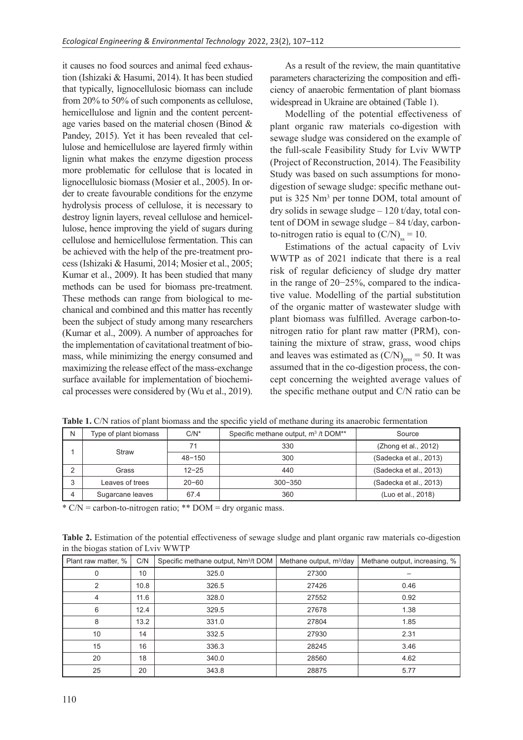it causes no food sources and animal feed exhaustion (Ishizaki & Hasumi, 2014). It has been studied that typically, lignocellulosic biomass can include from 20% to 50% of such components as cellulose, hemicellulose and lignin and the content percentage varies based on the material chosen (Binod & Pandey, 2015). Yet it has been revealed that cellulose and hemicellulose are layered firmly within lignin what makes the enzyme digestion process more problematic for cellulose that is located in lignocellulosic biomass (Mosier et al., 2005). In order to create favourable conditions for the enzyme hydrolysis process of cellulose, it is necessary to destroy lignin layers, reveal cellulose and hemicellulose, hence improving the yield of sugars during cellulose and hemicellulose fermentation. This can be achieved with the help of the pre-treatment process (Ishizaki & Hasumi, 2014; Mosier et al., 2005; Kumar et al., 2009). It has been studied that many methods can be used for biomass pre-treatment. These methods can range from biological to mechanical and combined and this matter has recently been the subject of study among many researchers (Kumar et al., 2009). A number of approaches for the implementation of cavitational treatment of biomass, while minimizing the energy consumed and maximizing the release effect of the mass-exchange surface available for implementation of biochemical processes were considered by (Wu et al., 2019).

As a result of the review, the main quantitative parameters characterizing the composition and efficiency of anaerobic fermentation of plant biomass widespread in Ukraine are obtained (Table 1).

Modelling of the potential effectiveness of plant organic raw materials co-digestion with sewage sludge was considered on the example of the full-scale Feasibility Study for Lviv WWTP (Project of Reconstruction, 2014). The Feasibility Study was based on such assumptions for mono-digestion of sewage sludge: specific methane output is 325 Nm$^3$ per tonne DOM, total amount of dry solids in sewage sludge – 120 t/day, total content of DOM in sewage sludge – 84 t/day, carbon-to-nitrogen ratio is equal to $(C/N)_{ss} = 10$.

Estimations of the actual capacity of Lviv WWTP as of 2021 indicate that there is a real risk of regular deficiency of sludge dry matter in the range of 20−25%, compared to the indicative value. Modelling of the partial substitution of the organic matter of wastewater sludge with plant biomass was fulfilled. Average carbon-to-nitrogen ratio for plant raw matter (PRM), containing the mixture of straw, grass, wood chips and leaves was estimated as $(C/N)_{prm} = 50$. It was assumed that in the co-digestion process, the concept concerning the weighted average values of the specific methane output and C/N ratio can be

**Table 1.** C/N ratios of plant biomass and the specific yield of methane during its anaerobic fermentation

| N | Type of plant biomass | C/N* | Specific methane output, m$^3$ /t DOM** | Source |
|---|---|---|---|---|
| 1 | Straw | 71 | 330 | (Zhong et al., 2012) |
| | | 48−150 | 300 | (Sadecka et al., 2013) |
| 2 | Grass | 12−25 | 440 | (Sadecka et al., 2013) |
| 3 | Leaves of trees | 20−60 | 300−350 | (Sadecka et al., 2013) |
| 4 | Sugarcane leaves | 67.4 | 360 | (Luo et al., 2018) |

\* C/N = carbon-to-nitrogen ratio; ** DOM = dry organic mass.

**Table 2.** Estimation of the potential effectiveness of sewage sludge and plant organic raw materials co-digestion in the biogas station of Lviv WWTP

| Plant raw matter, % | C/N | Specific methane output, Nm$^3$/t DOM | Methane output, m$^3$/day | Methane output, increasing, % |
|---|---|---|---|---|
| 0 | 10 | 325.0 | 27300 | – |
| 2 | 10.8 | 326.5 | 27426 | 0.46 |
| 4 | 11.6 | 328.0 | 27552 | 0.92 |
| 6 | 12.4 | 329.5 | 27678 | 1.38 |
| 8 | 13.2 | 331.0 | 27804 | 1.85 |
| 10 | 14 | 332.5 | 27930 | 2.31 |
| 15 | 16 | 336.3 | 28245 | 3.46 |
| 20 | 18 | 340.0 | 28560 | 4.62 |
| 25 | 20 | 343.8 | 28875 | 5.77 |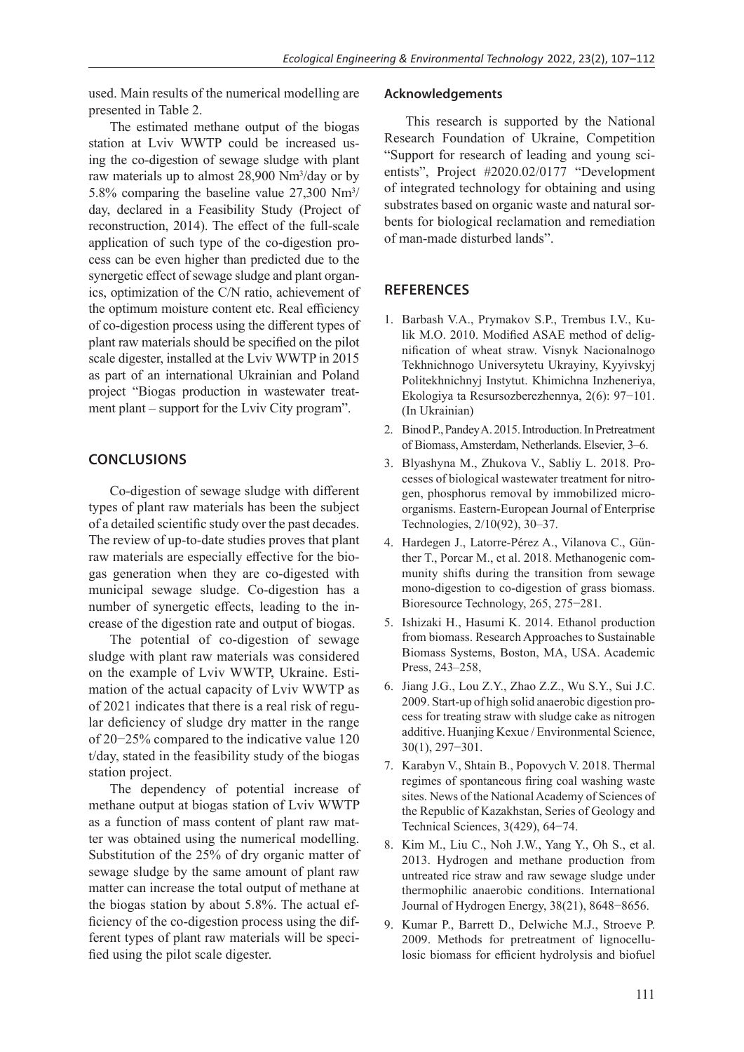used. Main results of the numerical modelling are presented in Table 2.

The estimated methane output of the biogas station at Lviv WWTP could be increased using the co-digestion of sewage sludge with plant raw materials up to almost 28,900 $Nm^3$/day or by 5.8% comparing the baseline value 27,300 $Nm^3$/day, declared in a Feasibility Study (Project of reconstruction, 2014). The effect of the full-scale application of such type of the co-digestion process can be even higher than predicted due to the synergetic effect of sewage sludge and plant organics, optimization of the C/N ratio, achievement of the optimum moisture content etc. Real efficiency of co-digestion process using the different types of plant raw materials should be specified on the pilot scale digester, installed at the Lviv WWTP in 2015 as part of an international Ukrainian and Poland project "Biogas production in wastewater treatment plant – support for the Lviv City program".

## CONCLUSIONS

Co-digestion of sewage sludge with different types of plant raw materials has been the subject of a detailed scientific study over the past decades. The review of up-to-date studies proves that plant raw materials are especially effective for the biogas generation when they are co-digested with municipal sewage sludge. Co-digestion has a number of synergetic effects, leading to the increase of the digestion rate and output of biogas.

The potential of co-digestion of sewage sludge with plant raw materials was considered on the example of Lviv WWTP, Ukraine. Estimation of the actual capacity of Lviv WWTP as of 2021 indicates that there is a real risk of regular deficiency of sludge dry matter in the range of 20−25% compared to the indicative value 120 t/day, stated in the feasibility study of the biogas station project.

The dependency of potential increase of methane output at biogas station of Lviv WWTP as a function of mass content of plant raw matter was obtained using the numerical modelling. Substitution of the 25% of dry organic matter of sewage sludge by the same amount of plant raw matter can increase the total output of methane at the biogas station by about 5.8%. The actual efficiency of the co-digestion process using the different types of plant raw materials will be specified using the pilot scale digester.

### Acknowledgements

This research is supported by the National Research Foundation of Ukraine, Competition "Support for research of leading and young scientists", Project #2020.02/0177 "Development of integrated technology for obtaining and using substrates based on organic waste and natural sorbents for biological reclamation and remediation of man-made disturbed lands".

## REFERENCES

1. Barbash V.A., Prymakov S.P., Trembus I.V., Kulik M.O. 2010. Modified ASAE method of delignification of wheat straw. Visnyk Nacionalnogo Tekhnichnogo Universytetu Ukrayiny, Kyyivskyj Politekhnichnyj Instytut. Khimichna Inzheneriya, Ekologiya ta Resursozberezhennya, 2(6): 97−101. (In Ukrainian)
2. Binod P., Pandey A. 2015. Introduction. In Pretreatment of Biomass, Amsterdam, Netherlands. Elsevier, 3–6.
3. Blyashyna M., Zhukova V., Sabliy L. 2018. Processes of biological wastewater treatment for nitrogen, phosphorus removal by immobilized microorganisms. Eastern-European Journal of Enterprise Technologies, 2/10(92), 30–37.
4. Hardegen J., Latorre-Pérez A., Vilanova C., Günther T., Porcar M., et al. 2018. Methanogenic community shifts during the transition from sewage mono-digestion to co-digestion of grass biomass. Bioresource Technology, 265, 275−281.
5. Ishizaki H., Hasumi K. 2014. Ethanol production from biomass. Research Approaches to Sustainable Biomass Systems, Boston, MA, USA. Academic Press, 243–258,
6. Jiang J.G., Lou Z.Y., Zhao Z.Z., Wu S.Y., Sui J.C. 2009. Start-up of high solid anaerobic digestion process for treating straw with sludge cake as nitrogen additive. Huanjing Kexue / Environmental Science, 30(1), 297−301.
7. Karabyn V., Shtain B., Popovych V. 2018. Thermal regimes of spontaneous firing coal washing waste sites. News of the National Academy of Sciences of the Republic of Kazakhstan, Series of Geology and Technical Sciences, 3(429), 64−74.
8. Kim M., Liu C., Noh J.W., Yang Y., Oh S., et al. 2013. Hydrogen and methane production from untreated rice straw and raw sewage sludge under thermophilic anaerobic conditions. International Journal of Hydrogen Energy, 38(21), 8648−8656.
9. Kumar P., Barrett D., Delwiche M.J., Stroeve P. 2009. Methods for pretreatment of lignocellulosic biomass for efficient hydrolysis and biofuel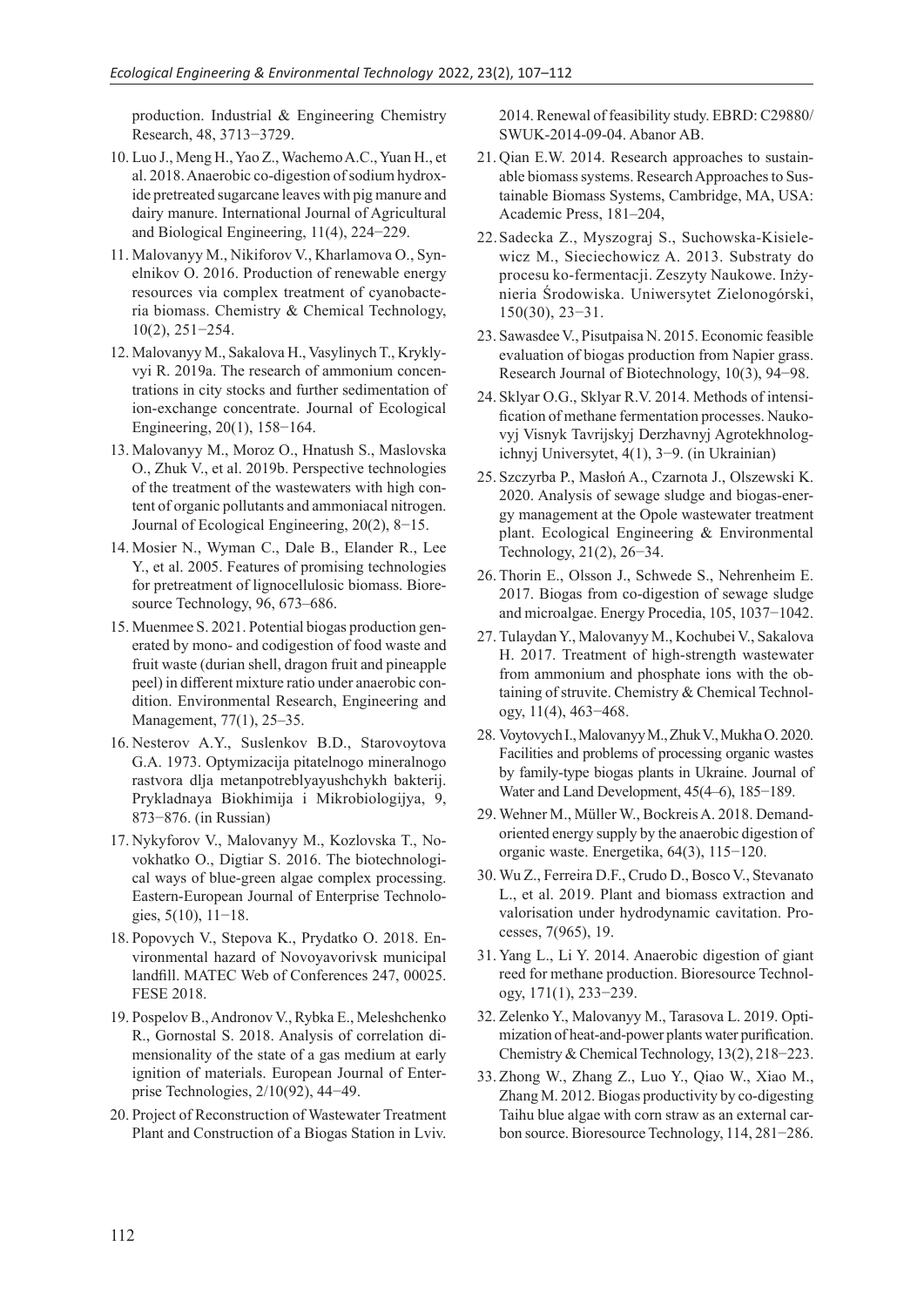production. Industrial & Engineering Chemistry Research, 48, 3713−3729.

10. Luo J., Meng H., Yao Z., Wachemo A.C., Yuan H., et al. 2018. Anaerobic co-digestion of sodium hydroxide pretreated sugarcane leaves with pig manure and dairy manure. International Journal of Agricultural and Biological Engineering, 11(4), 224−229.
11. Malovanyy M., Nikiforov V., Kharlamova O., Synelnikov O. 2016. Production of renewable energy resources via complex treatment of cyanobacteria biomass. Chemistry & Chemical Technology, 10(2), 251−254.
12. Malovanyy M., Sakalova H., Vasylinych T., Kryklyvyi R. 2019a. The research of ammonium concentrations in city stocks and further sedimentation of ion-exchange concentrate. Journal of Ecological Engineering, 20(1), 158−164.
13. Malovanyy M., Moroz O., Hnatush S., Maslovska O., Zhuk V., et al. 2019b. Perspective technologies of the treatment of the wastewaters with high content of organic pollutants and ammoniacal nitrogen. Journal of Ecological Engineering, 20(2), 8−15.
14. Mosier N., Wyman C., Dale B., Elander R., Lee Y., et al. 2005. Features of promising technologies for pretreatment of lignocellulosic biomass. Bioresource Technology, 96, 673–686.
15. Muenmee S. 2021. Potential biogas production generated by mono- and codigestion of food waste and fruit waste (durian shell, dragon fruit and pineapple peel) in different mixture ratio under anaerobic condition. Environmental Research, Engineering and Management, 77(1), 25–35.
16. Nesterov A.Y., Suslenkov B.D., Starovoytova G.A. 1973. Optymizacija pitatelnogo mineralnogo rastvora dlja metanpotreblyayushchykh bakterij. Prykladnaya Biokhimija i Mikrobiologijya, 9, 873−876. (in Russian)
17. Nykyforov V., Malovanyy M., Kozlovska T., Novokhatko O., Digtiar S. 2016. The biotechnological ways of blue-green algae complex processing. Eastern-European Journal of Enterprise Technologies, 5(10), 11−18.
18. Popovych V., Stepova K., Prydatko O. 2018. Environmental hazard of Novoyavorivsk municipal landfill. MATEC Web of Conferences 247, 00025. FESE 2018.
19. Pospelov B., Andronov V., Rybka E., Meleshchenko R., Gornostal S. 2018. Analysis of correlation dimensionality of the state of a gas medium at early ignition of materials. European Journal of Enterprise Technologies, 2/10(92), 44−49.
20. Project of Reconstruction of Wastewater Treatment Plant and Construction of a Biogas Station in Lviv. 2014. Renewal of feasibility study. EBRD: C29880/SWUK-2014-09-04. Abanor AB.
21. Qian E.W. 2014. Research approaches to sustainable biomass systems. Research Approaches to Sustainable Biomass Systems, Cambridge, MA, USA: Academic Press, 181–204,
22. Sadecka Z., Myszograj S., Suchowska-Kisielewicz M., Sieciechowicz A. 2013. Substraty do procesu ko-fermentacji. Zeszyty Naukowe. Inżynieria Środowiska. Uniwersytet Zielonogórski, 150(30), 23−31.
23. Sawasdee V., Pisutpaisa N. 2015. Economic feasible evaluation of biogas production from Napier grass. Research Journal of Biotechnology, 10(3), 94−98.
24. Sklyar O.G., Sklyar R.V. 2014. Methods of intensification of methane fermentation processes. Naukovyj Visnyk Tavrijskyj Derzhavnyj Agrotekhnologichnyj Universytet, 4(1), 3−9. (in Ukrainian)
25. Szczyrba P., Masłoń A., Czarnota J., Olszewski K. 2020. Analysis of sewage sludge and biogas-energy management at the Opole wastewater treatment plant. Ecological Engineering & Environmental Technology, 21(2), 26−34.
26. Thorin E., Olsson J., Schwede S., Nehrenheim E. 2017. Biogas from co-digestion of sewage sludge and microalgae. Energy Procedia, 105, 1037−1042.
27. Tulaydan Y., Malovanyy M., Kochubei V., Sakalova H. 2017. Treatment of high-strength wastewater from ammonium and phosphate ions with the obtaining of struvite. Chemistry & Chemical Technology, 11(4), 463−468.
28. Voytovych I., Malovanyy M., Zhuk V., Mukha O. 2020. Facilities and problems of processing organic wastes by family-type biogas plants in Ukraine. Journal of Water and Land Development, 45(4–6), 185−189.
29. Wehner M., Müller W., Bockreis A. 2018. Demand-oriented energy supply by the anaerobic digestion of organic waste. Energetika, 64(3), 115−120.
30. Wu Z., Ferreira D.F., Crudo D., Bosco V., Stevanato L., et al. 2019. Plant and biomass extraction and valorisation under hydrodynamic cavitation. Processes, 7(965), 19.
31. Yang L., Li Y. 2014. Anaerobic digestion of giant reed for methane production. Bioresource Technology, 171(1), 233−239.
32. Zelenko Y., Malovanyy M., Tarasova L. 2019. Optimization of heat-and-power plants water purification. Chemistry & Chemical Technology, 13(2), 218−223.
33. Zhong W., Zhang Z., Luo Y., Qiao W., Xiao M., Zhang M. 2012. Biogas productivity by co-digesting Taihu blue algae with corn straw as an external carbon source. Bioresource Technology, 114, 281−286.